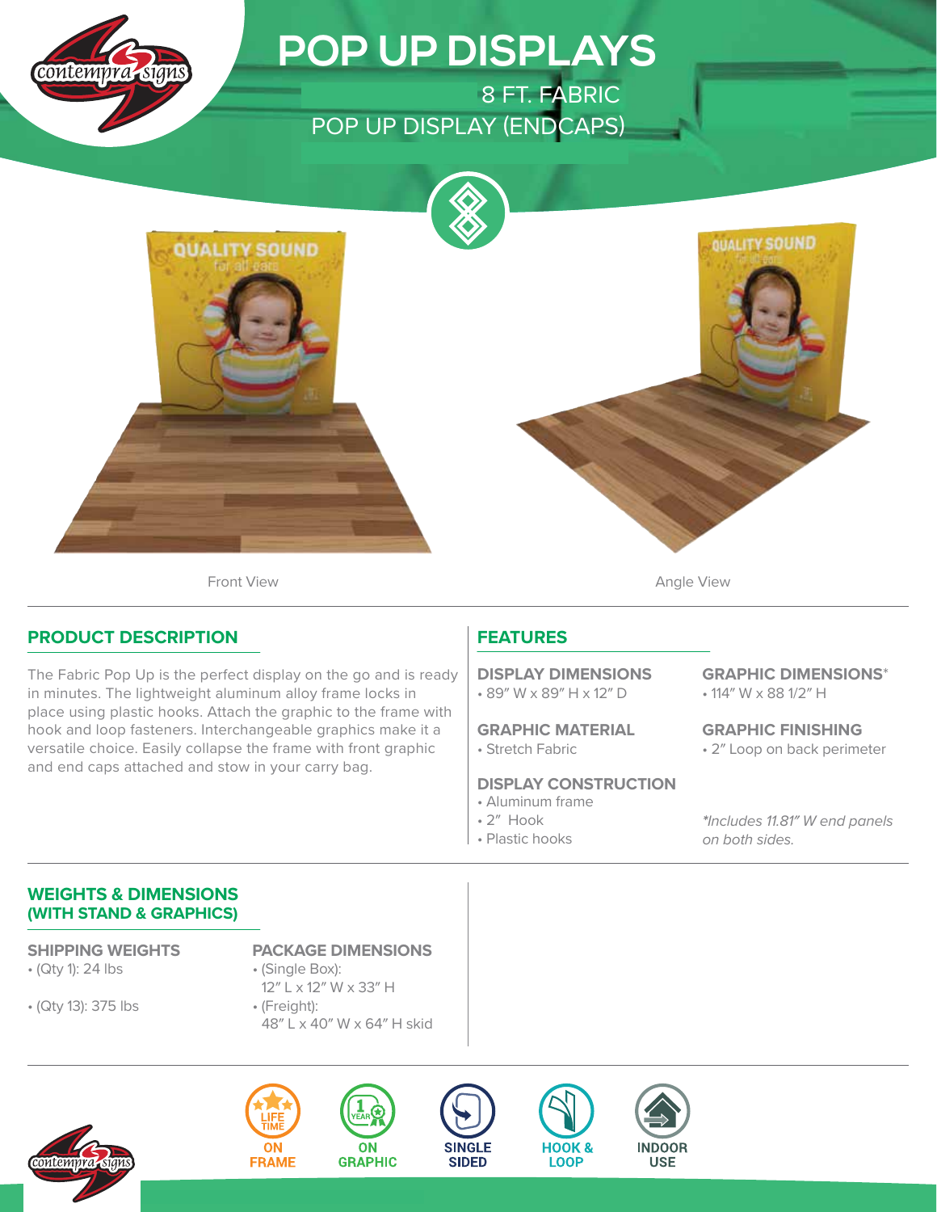# POP UP DISPLAYS

## 8 FT. FABRIC POP UP DISPLAY (ENDCAPS)

Front View

Angle View

## PRODUCT DESCRIPTION

The Fabric Pop Up is the perfect display on the go and is ready in minutes. The lightweight aluminum alloy frame locks in place using plastic hooks. Attach the graphic to the frame with hook and loop fasteners. Interchangeable graphics make it a versatile choice. Easily collapse the frame with front graphic and end caps attached and stow in your carry bag.

## FEATURES

**DISPLAY DIMENSIONS**
- 89" W x 89" H x 12" D

**GRAPHIC MATERIAL**
- Stretch Fabric

**DISPLAY CONSTRUCTION**
- Aluminum frame
- 2" Hook
- Plastic hooks

**GRAPHIC DIMENSIONS***
- 114" W x 88 1/2" H

**GRAPHIC FINISHING**
- 2" Loop on back perimeter

*\*Includes 11.81" W end panels on both sides.*

## WEIGHTS & DIMENSIONS (WITH STAND & GRAPHICS)

**SHIPPING WEIGHTS**
- (Qty 1): 24 lbs
- (Qty 13): 375 lbs

**PACKAGE DIMENSIONS**
- (Single Box): 12" L x 12" W x 33" H
- (Freight): 48" L x 40" W x 64" H skid

LIFE TIME ON FRAME | 1 YEAR ON GRAPHIC | SINGLE SIDED | HOOK & LOOP | INDOOR USE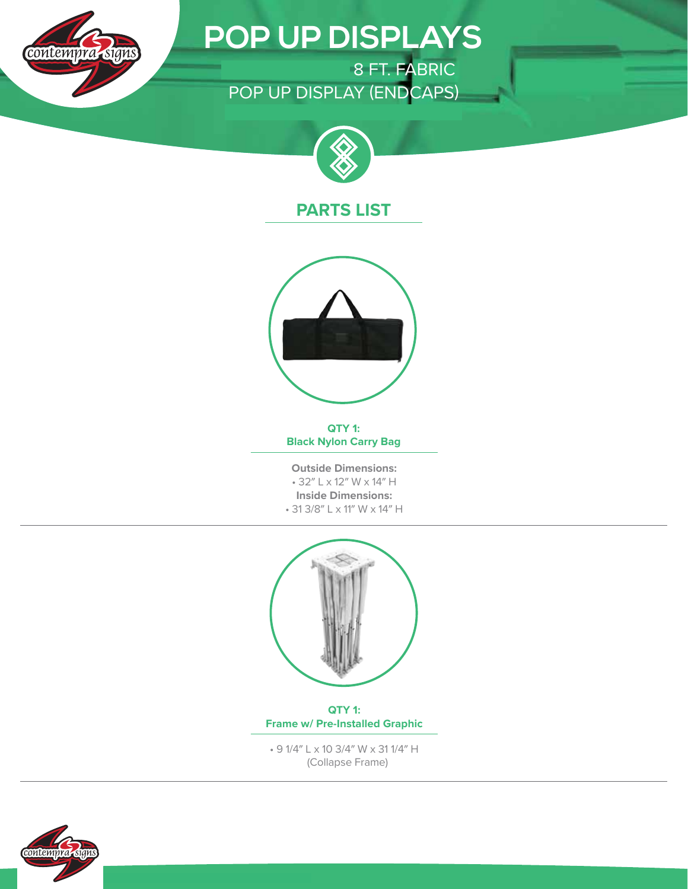# POP UP DISPLAYS

8 FT. FABRIC
POP UP DISPLAY (ENDCAPS)

## PARTS LIST

**QTY 1:**
**Black Nylon Carry Bag**

**Outside Dimensions:**
- 32" L x 12" W x 14" H

**Inside Dimensions:**
- 31 3/8" L x 11" W x 14" H

**QTY 1:**
**Frame w/ Pre-Installed Graphic**

- 9 1/4" L x 10 3/4" W x 31 1/4" H (Collapse Frame)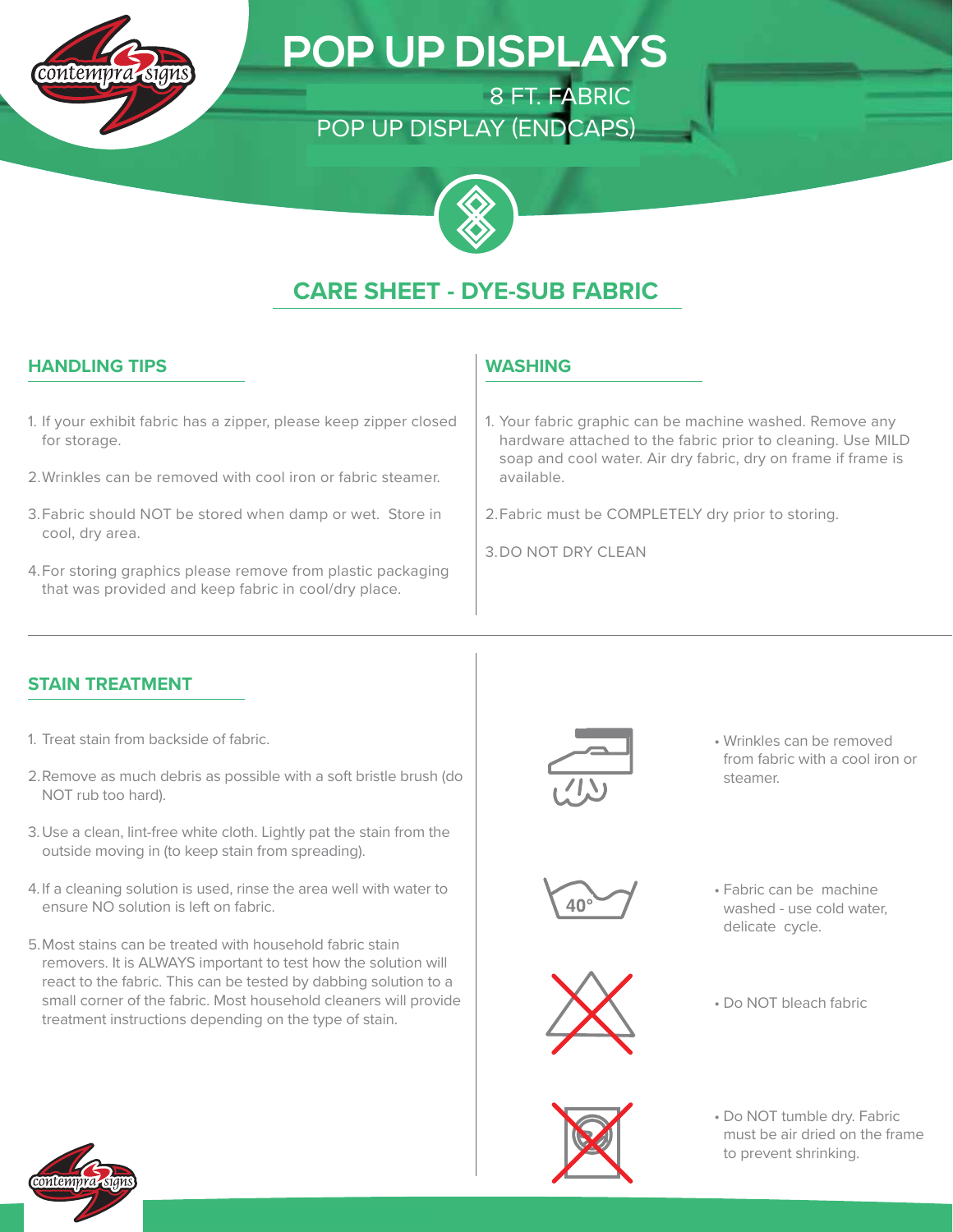# POP UP DISPLAYS

8 FT. FABRIC

POP UP DISPLAY (ENDCAPS)

## CARE SHEET - DYE-SUB FABRIC

### HANDLING TIPS

1. If your exhibit fabric has a zipper, please keep zipper closed for storage.
2. Wrinkles can be removed with cool iron or fabric steamer.
3. Fabric should NOT be stored when damp or wet. Store in cool, dry area.
4. For storing graphics please remove from plastic packaging that was provided and keep fabric in cool/dry place.

### WASHING

1. Your fabric graphic can be machine washed. Remove any hardware attached to the fabric prior to cleaning. Use MILD soap and cool water. Air dry fabric, dry on frame if frame is available.
2. Fabric must be COMPLETELY dry prior to storing.
3. DO NOT DRY CLEAN

### STAIN TREATMENT

1. Treat stain from backside of fabric.
2. Remove as much debris as possible with a soft bristle brush (do NOT rub too hard).
3. Use a clean, lint-free white cloth. Lightly pat the stain from the outside moving in (to keep stain from spreading).
4. If a cleaning solution is used, rinse the area well with water to ensure NO solution is left on fabric.
5. Most stains can be treated with household fabric stain removers. It is ALWAYS important to test how the solution will react to the fabric. This can be tested by dabbing solution to a small corner of the fabric. Most household cleaners will provide treatment instructions depending on the type of stain.

- Wrinkles can be removed from fabric with a cool iron or steamer.

40°

- Fabric can be machine washed - use cold water, delicate cycle.
- Do NOT bleach fabric
- Do NOT tumble dry. Fabric must be air dried on the frame to prevent shrinking.